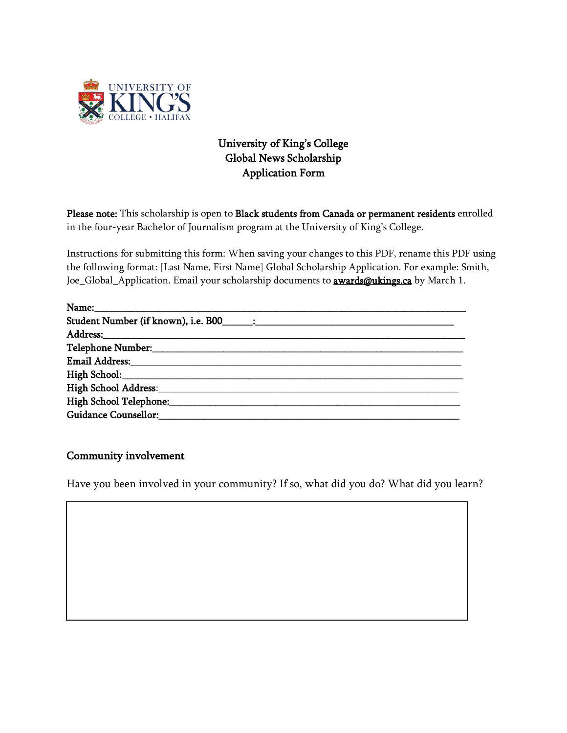# University of King's College
# Global News Scholarship
# Application Form

**Please note:** This scholarship is open to **Black students from Canada or permanent residents** enrolled in the four-year Bachelor of Journalism program at the University of King's College.

Instructions for submitting this form: When saving your changes to this PDF, rename this PDF using the following format: [Last Name, First Name] Global Scholarship Application. For example: Smith, Joe_Global_Application. Email your scholarship documents to **awards@ukings.ca** by March 1.

**Name:**___________________________________________________________________

**Student Number (if known), i.e. B00______:**_______________________________________

**Address:**__________________________________________________________________

**Telephone Number:**_________________________________________________________

**Email Address:**_____________________________________________________________

**High School:**_______________________________________________________________

**High School Address:**_______________________________________________________

**High School Telephone:**_____________________________________________________

**Guidance Counsellor:**_______________________________________________________

## Community involvement

Have you been involved in your community? If so, what did you do? What did you learn?

| |
|---|
| |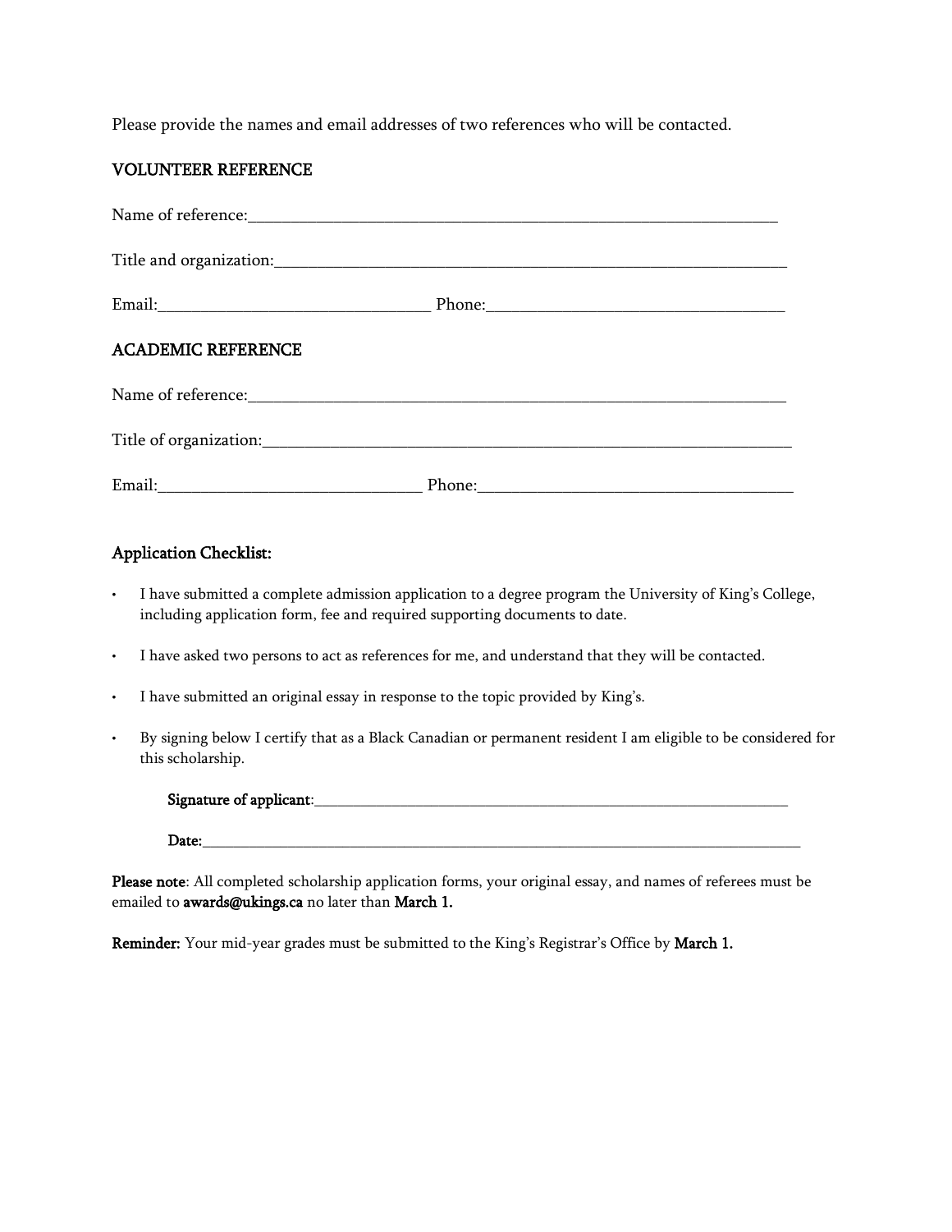Please provide the names and email addresses of two references who will be contacted.

VOLUNTEER REFERENCE

Name of reference:___________________________________________________________________

Title and organization:________________________________________________________________

Email:________________________________ Phone:___________________________________

ACADEMIC REFERENCE

Name of reference:___________________________________________________________________

Title of organization:_________________________________________________________________

Email:______________________________ Phone:_____________________________________

**Application Checklist:**

- I have submitted a complete admission application to a degree program the University of King's College, including application form, fee and required supporting documents to date.
- I have asked two persons to act as references for me, and understand that they will be contacted.
- I have submitted an original essay in response to the topic provided by King's.
- By signing below I certify that as a Black Canadian or permanent resident I am eligible to be considered for this scholarship.

  **Signature of applicant**:__________________________________________________________

  **Date:**_________________________________________________________________________

**Please note**: All completed scholarship application forms, your original essay, and names of referees must be emailed to **awards@ukings.ca** no later than **March 1.**

**Reminder:** Your mid-year grades must be submitted to the King's Registrar's Office by **March 1.**